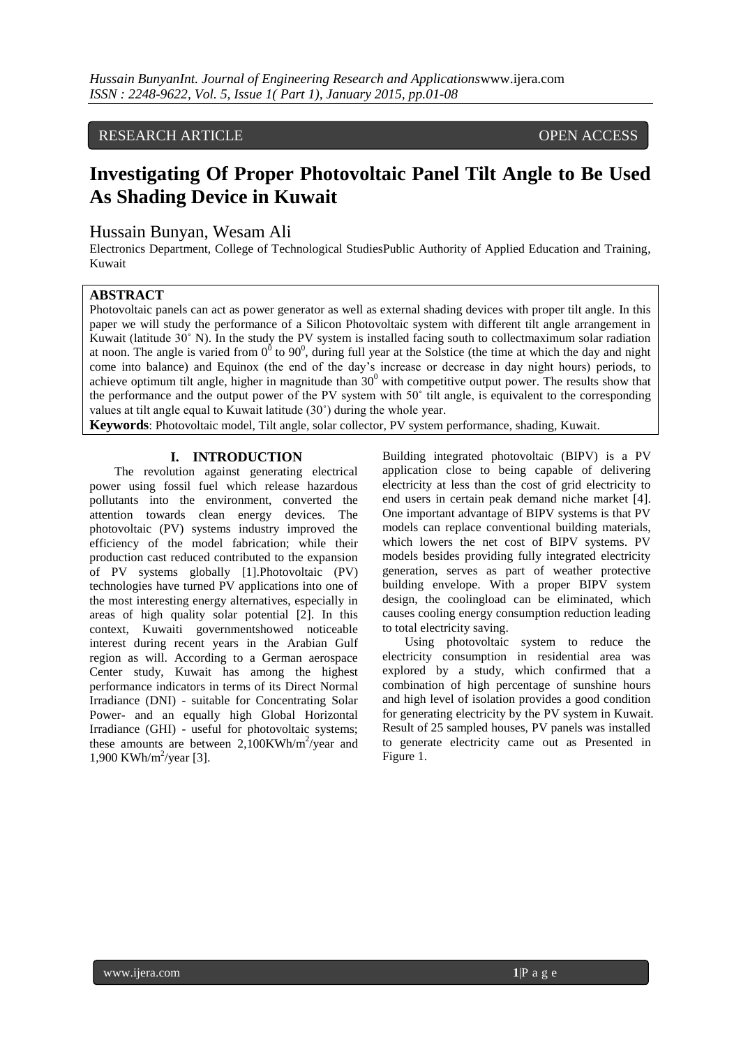RESEARCH ARTICLE OPEN ACCESS

# Investigating Of Proper Photovoltaic Panel Tilt Angle to Be Used As Shading Device in Kuwait

Hussain Bunyan, Wesam Ali

Electronics Department, College of Technological StudiesPublic Authority of Applied Education and Training, Kuwait

## ABSTRACT

Photovoltaic panels can act as power generator as well as external shading devices with proper tilt angle. In this paper we will study the performance of a Silicon Photovoltaic system with different tilt angle arrangement in Kuwait (latitude 30˚ N). In the study the PV system is installed facing south to collectmaximum solar radiation at noon. The angle is varied from $0^0$ to $90^0$, during full year at the Solstice (the time at which the day and night come into balance) and Equinox (the end of the day's increase or decrease in day night hours) periods, to achieve optimum tilt angle, higher in magnitude than $30^0$ with competitive output power. The results show that the performance and the output power of the PV system with 50˚ tilt angle, is equivalent to the corresponding values at tilt angle equal to Kuwait latitude (30˚) during the whole year.

**Keywords**: Photovoltaic model, Tilt angle, solar collector, PV system performance, shading, Kuwait.

## I. INTRODUCTION

The revolution against generating electrical power using fossil fuel which release hazardous pollutants into the environment, converted the attention towards clean energy devices. The photovoltaic (PV) systems industry improved the efficiency of the model fabrication; while their production cast reduced contributed to the expansion of PV systems globally [1].Photovoltaic (PV) technologies have turned PV applications into one of the most interesting energy alternatives, especially in areas of high quality solar potential [2]. In this context, Kuwaiti governmentshowed noticeable interest during recent years in the Arabian Gulf region as will. According to a German aerospace Center study, Kuwait has among the highest performance indicators in terms of its Direct Normal Irradiance (DNI) - suitable for Concentrating Solar Power- and an equally high Global Horizontal Irradiance (GHI) - useful for photovoltaic systems; these amounts are between 2,100KWh/m$^2$/year and 1,900 KWh/m$^2$/year [3].

Building integrated photovoltaic (BIPV) is a PV application close to being capable of delivering electricity at less than the cost of grid electricity to end users in certain peak demand niche market [4]. One important advantage of BIPV systems is that PV models can replace conventional building materials, which lowers the net cost of BIPV systems. PV models besides providing fully integrated electricity generation, serves as part of weather protective building envelope. With a proper BIPV system design, the coolingload can be eliminated, which causes cooling energy consumption reduction leading to total electricity saving.

Using photovoltaic system to reduce the electricity consumption in residential area was explored by a study, which confirmed that a combination of high percentage of sunshine hours and high level of isolation provides a good condition for generating electricity by the PV system in Kuwait. Result of 25 sampled houses, PV panels was installed to generate electricity came out as Presented in Figure 1.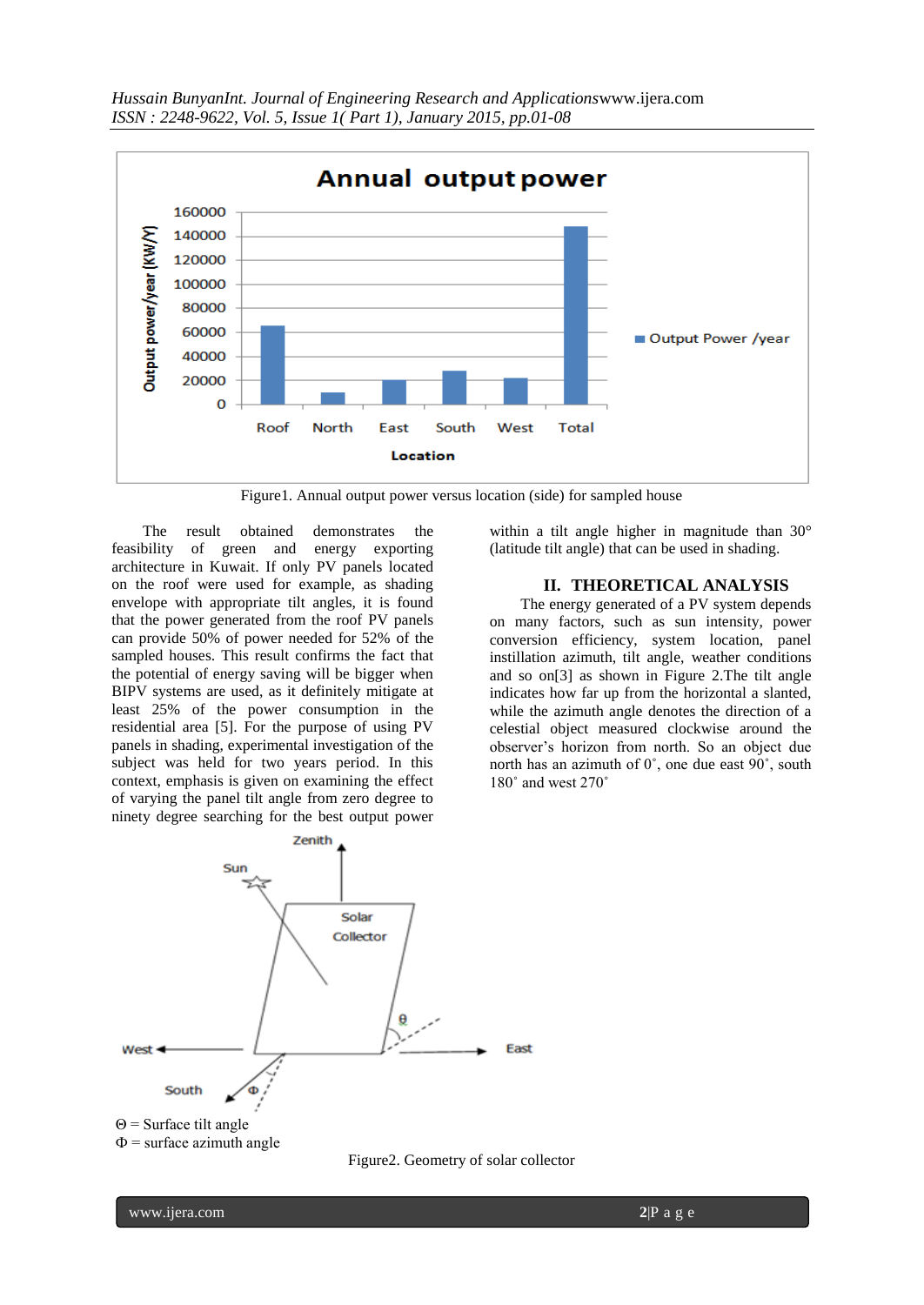Annual output power

Output power/year (KW/Y)

160000
140000
120000
100000
80000
60000
40000
20000
0

Roof North East South West Total

Location

Output Power /year

Figure1. Annual output power versus location (side) for sampled house

The result obtained demonstrates the feasibility of green and energy exporting architecture in Kuwait. If only PV panels located on the roof were used for example, as shading envelope with appropriate tilt angles, it is found that the power generated from the roof PV panels can provide 50% of power needed for 52% of the sampled houses. This result confirms the fact that the potential of energy saving will be bigger when BIPV systems are used, as it definitely mitigate at least 25% of the power consumption in the residential area [5]. For the purpose of using PV panels in shading, experimental investigation of the subject was held for two years period. In this context, emphasis is given on examining the effect of varying the panel tilt angle from zero degree to ninety degree searching for the best output power within a tilt angle higher in magnitude than 30° (latitude tilt angle) that can be used in shading.

## II. THEORETICAL ANALYSIS

The energy generated of a PV system depends on many factors, such as sun intensity, power conversion efficiency, system location, panel instillation azimuth, tilt angle, weather conditions and so on[3] as shown in Figure 2.The tilt angle indicates how far up from the horizontal a slanted, while the azimuth angle denotes the direction of a celestial object measured clockwise around the observer's horizon from north. So an object due north has an azimuth of 0˚, one due east 90˚, south 180˚ and west 270˚

Zenith
Sun
Solar Collector
θ
West
East
South
Φ

Θ = Surface tilt angle
Φ = surface azimuth angle

Figure2. Geometry of solar collector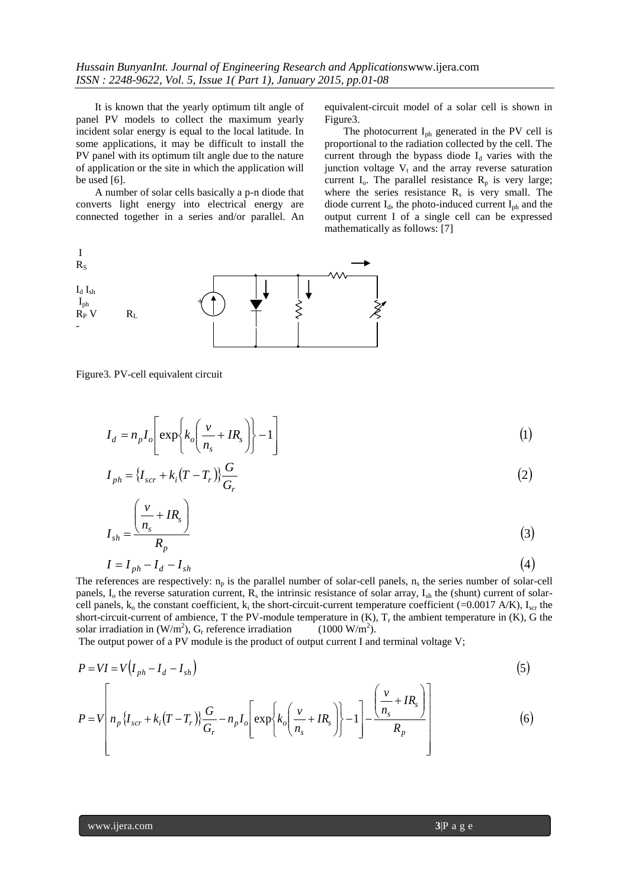It is known that the yearly optimum tilt angle of panel PV models to collect the maximum yearly incident solar energy is equal to the local latitude. In some applications, it may be difficult to install the PV panel with its optimum tilt angle due to the nature of application or the site in which the application will be used [6].

A number of solar cells basically a p-n diode that converts light energy into electrical energy are connected together in a series and/or parallel. An equivalent-circuit model of a solar cell is shown in Figure3.

The photocurrent $I_{ph}$ generated in the PV cell is proportional to the radiation collected by the cell. The current through the bypass diode $I_d$ varies with the junction voltage $V_t$ and the array reverse saturation current $I_o$. The parallel resistance $R_p$ is very large; where the series resistance $R_s$ is very small. The diode current $I_d$, the photo-induced current $I_{ph}$ and the output current I of a single cell can be expressed mathematically as follows: [7]

I
$R_S$
$I_d$ $I_{sh}$
$I_{ph}$
$R_P$ V $R_L$
-
+

Figure3. PV-cell equivalent circuit

$$I_d = n_p I_o \left[ \exp\left\{ k_o \left( \frac{v}{n_s} + IR_s \right) \right\} - 1 \right] \tag{1}$$

$$I_{ph} = \left\{ I_{scr} + k_i \left( T - T_r \right) \right\} \frac{G}{G_r} \tag{2}$$

$$I_{sh} = \frac{\left( \frac{v}{n_s} + IR_s \right)}{R_p} \tag{3}$$

$$I = I_{ph} - I_d - I_{sh} \tag{4}$$

The references are respectively: $n_p$ is the parallel number of solar-cell panels, $n_s$ the series number of solar-cell panels, $I_o$ the reverse saturation current, $R_s$ the intrinsic resistance of solar array, $I_{sh}$ the (shunt) current of solar-cell panels, $k_o$ the constant coefficient, $k_i$ the short-circuit-current temperature coefficient (=0.0017 A/K), $I_{scr}$ the short-circuit-current of ambience, T the PV-module temperature in (K), $T_r$ the ambient temperature in (K), G the solar irradiation in (W/m$^2$), $G_r$ reference irradiation (1000 W/m$^2$).

The output power of a PV module is the product of output current I and terminal voltage V;

$$P = VI = V \left( I_{ph} - I_d - I_{sh} \right) \tag{5}$$

$$P = V \left[ n_p \left\{ I_{scr} + k_i \left( T - T_r \right) \right\} \frac{G}{G_r} - n_p I_o \left[ \exp\left\{ k_o \left( \frac{v}{n_s} + IR_s \right) \right\} - 1 \right] - \frac{\left( \frac{v}{n_s} + IR_s \right)}{R_p} \right] \tag{6}$$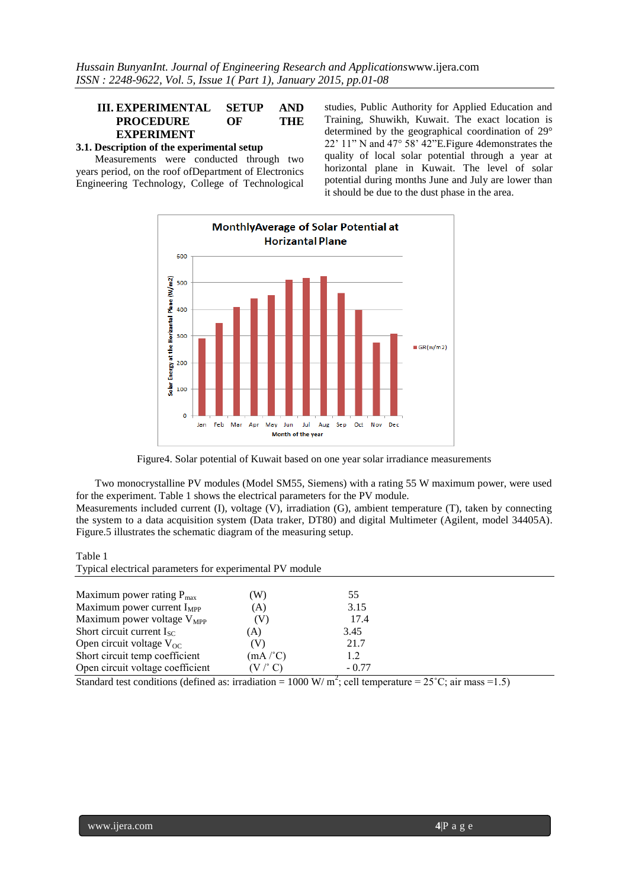## III. EXPERIMENTAL SETUP AND PROCEDURE OF THE EXPERIMENT

### 3.1. Description of the experimental setup

Measurements were conducted through two years period, on the roof ofDepartment of Electronics Engineering Technology, College of Technological studies, Public Authority for Applied Education and Training, Shuwikh, Kuwait. The exact location is determined by the geographical coordination of 29° 22’ 11” N and 47° 58’ 42”E.Figure 4demonstrates the quality of local solar potential through a year at horizontal plane in Kuwait. The level of solar potential during months June and July are lower than it should be due to the dust phase in the area.

MonthlyAverage of Solar Potential at Horizantal Plane

Solar Energy at the Horizantal Plane (W/m2)

0
100
200
300
400
500
600

Jan Feb Mar Apr May Jun Jul Aug Sep Oct Nov Dec

Month of the year

GR(w/m2)

Figure4. Solar potential of Kuwait based on one year solar irradiance measurements

Two monocrystalline PV modules (Model SM55, Siemens) with a rating 55 W maximum power, were used for the experiment. Table 1 shows the electrical parameters for the PV module.

Measurements included current (I), voltage (V), irradiation (G), ambient temperature (T), taken by connecting the system to a data acquisition system (Data traker, DT80) and digital Multimeter (Agilent, model 34405A). Figure.5 illustrates the schematic diagram of the measuring setup.

Table 1

Typical electrical parameters for experimental PV module

| | | |
|---|---|---|
| Maximum power rating $P_{max}$ | (W) | 55 |
| Maximum power current $I_{MPP}$ | (A) | 3.15 |
| Maximum power voltage $V_{MPP}$ | (V) | 17.4 |
| Short circuit current $I_{SC}$ | (A) | 3.45 |
| Open circuit voltage $V_{OC}$ | (V) | 21.7 |
| Short circuit temp coefficient | (mA /˚C) | 1.2 |
| Open circuit voltage coefficient | (V /˚ C) | - 0.77 |

Standard test conditions (defined as: irradiation = 1000 W/ $m^2$; cell temperature = 25˚C; air mass =1.5)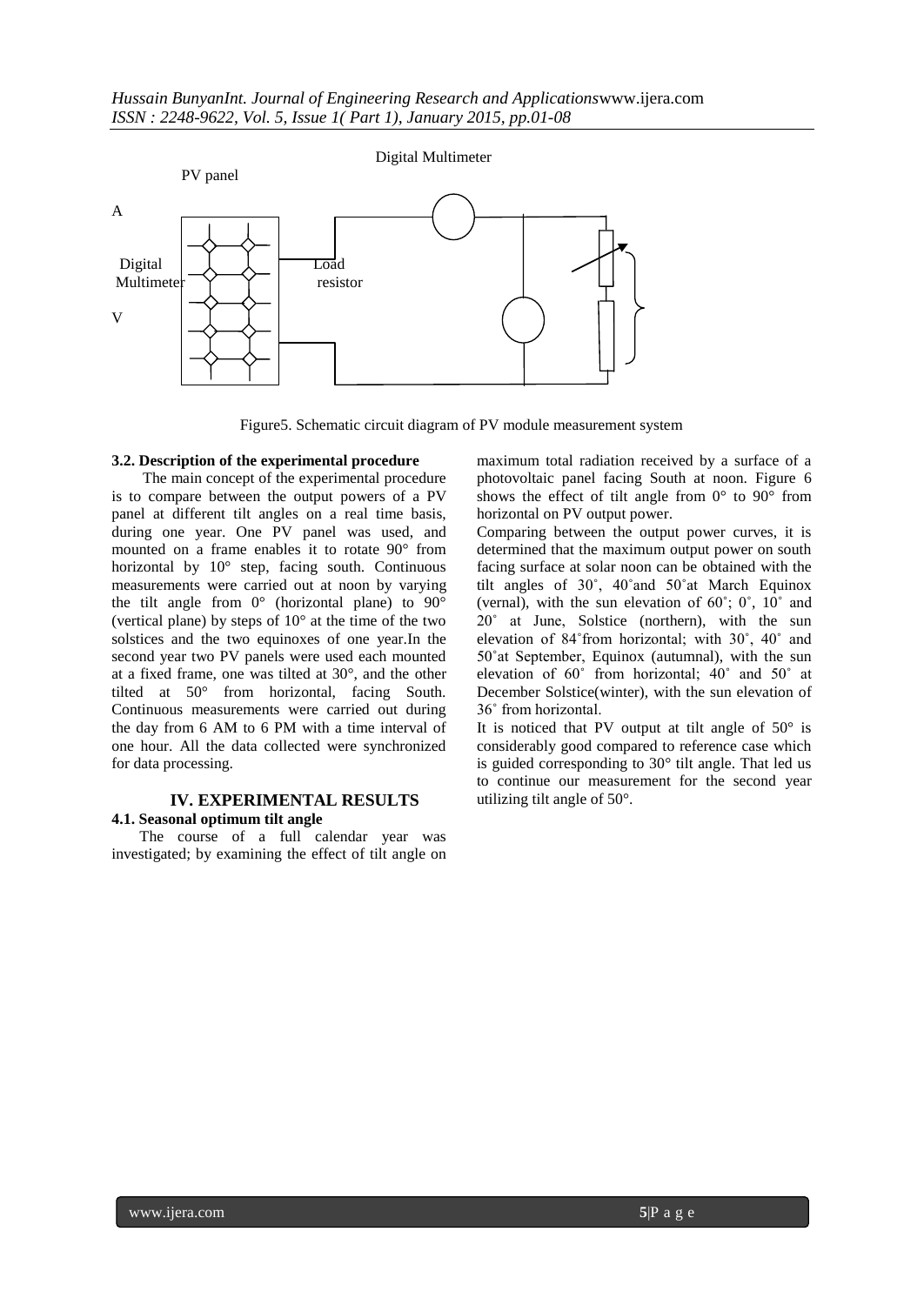Digital Multimeter

PV panel

A

Digital Multimeter

Load resistor

V

Figure5. Schematic circuit diagram of PV module measurement system

### 3.2. Description of the experimental procedure

The main concept of the experimental procedure is to compare between the output powers of a PV panel at different tilt angles on a real time basis, during one year. One PV panel was used, and mounted on a frame enables it to rotate 90° from horizontal by 10° step, facing south. Continuous measurements were carried out at noon by varying the tilt angle from 0° (horizontal plane) to 90° (vertical plane) by steps of 10° at the time of the two solstices and the two equinoxes of one year.In the second year two PV panels were used each mounted at a fixed frame, one was tilted at 30°, and the other tilted at 50° from horizontal, facing South. Continuous measurements were carried out during the day from 6 AM to 6 PM with a time interval of one hour. All the data collected were synchronized for data processing.

## IV. EXPERIMENTAL RESULTS

### 4.1. Seasonal optimum tilt angle

The course of a full calendar year was investigated; by examining the effect of tilt angle on maximum total radiation received by a surface of a photovoltaic panel facing South at noon. Figure 6 shows the effect of tilt angle from 0° to 90° from horizontal on PV output power.

Comparing between the output power curves, it is determined that the maximum output power on south facing surface at solar noon can be obtained with the tilt angles of 30˚, 40˚and 50˚at March Equinox (vernal), with the sun elevation of 60˚; 0˚, 10˚ and 20˚ at June, Solstice (northern), with the sun elevation of 84˚from horizontal; with 30˚, 40˚ and 50˚at September, Equinox (autumnal), with the sun elevation of 60˚ from horizontal; 40˚ and 50˚ at December Solstice(winter), with the sun elevation of 36˚ from horizontal.

It is noticed that PV output at tilt angle of 50° is considerably good compared to reference case which is guided corresponding to 30° tilt angle. That led us to continue our measurement for the second year utilizing tilt angle of 50°.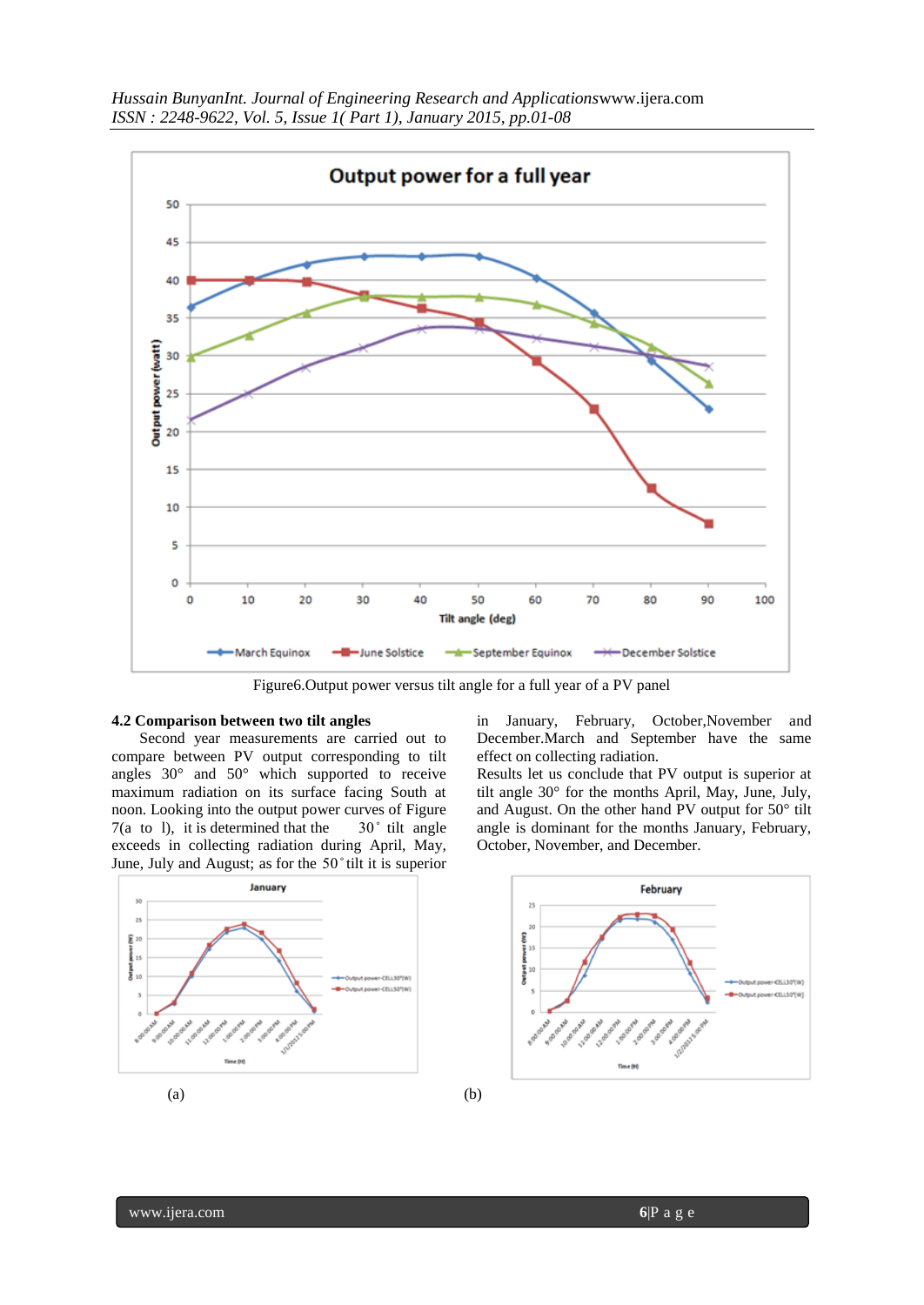Output power for a full year

Output power (watt)

50
45
40
35
30
25
20
15
10
5
0

0 10 20 30 40 50 60 70 80 90 100

Tilt angle (deg)

March Equinox
June Solstice
September Equinox
December Solstice

Figure6.Output power versus tilt angle for a full year of a PV panel

### 4.2 Comparison between two tilt angles

Second year measurements are carried out to compare between PV output corresponding to tilt angles 30° and 50° which supported to receive maximum radiation on its surface facing South at noon. Looking into the output power curves of Figure 7(a to l), it is determined that the 30˚ tilt angle exceeds in collecting radiation during April, May, June, July and August; as for the 50˚tilt it is superior in January, February, October,November and December.March and September have the same effect on collecting radiation.

Results let us conclude that PV output is superior at tilt angle 30° for the months April, May, June, July, and August. On the other hand PV output for 50° tilt angle is dominant for the months January, February, October, November, and December.

January

Output power (W)

30
25
20
15
10
5
0

8:00:00 AM
9:00:00 AM
10:00:00 AM
11:00:00 AM
12:00:00 PM
1:00:00 PM
2:00:00 PM
3:00:00 PM
4:00:00 PM
1/1/2013 5:00 PM

Time (H)

Output power-CELL30°(W)
Output power-CELL50°(W)

(a)

February

Output power (W)

25
20
15
10
5
0

8:00:00 AM
9:00:00 AM
10:00:00 AM
11:00:00 AM
12:00:00 PM
1:00:00 PM
2:00:00 PM
3:00:00 PM
4:00:00 PM
1/2/2013 5:00 PM

Time (H)

Output power-CELL30°(W)
Output power-CELL50°(W)

(b)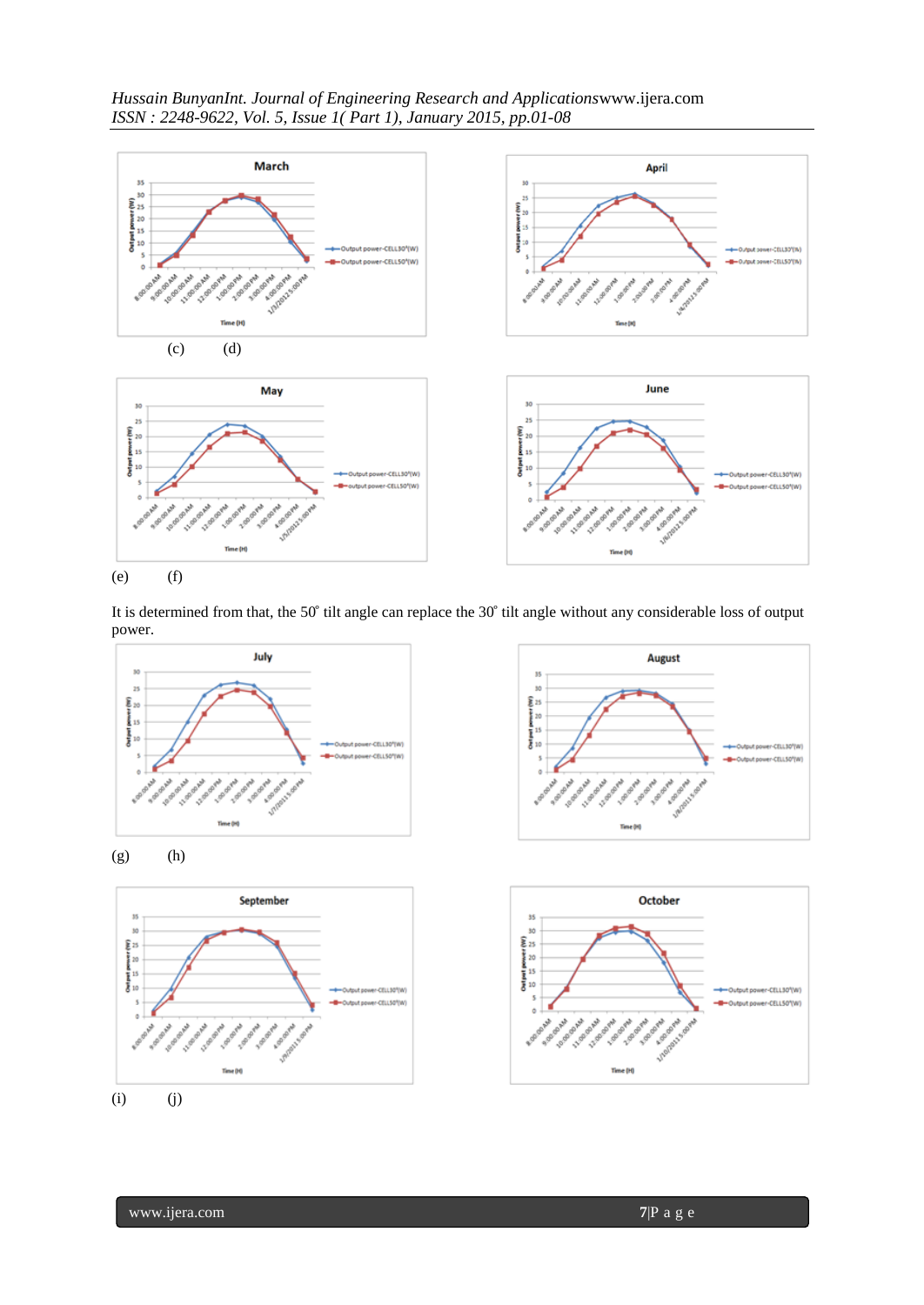March

Output power (W)

35
30
25
20
15
10
5
0

8:00:00 AM
9:00:00 AM
10:00:00 AM
11:00:00 AM
12:00:00 PM
1:00:00 PM
2:00:00 PM
3:00:00 PM
4:00:00 PM
1/3/2012 5:00 PM

Time (H)

Output power-CELL30°(W)
Output power-CELL50°(W)

April

Output power (W)

30
25
20
15
10
5
0

8:00:00 AM
9:00:00 AM
10:00:00 AM
11:00:00 AM
12:00:00 PM
1:00:00 PM
2:00:00 PM
3:00:00 PM
4:00:00 PM
1/4/2012 5:00 PM

Time (H)

Output power-CELL30°(W)
Output power-CELL50°(W)

(c) (d)

May

Output power (W)

30
25
20
15
10
5
0

8:00:00 AM
9:00:00 AM
10:00:00 AM
11:00:00 AM
12:00:00 PM
1:00:00 PM
2:00:00 PM
3:00:00 PM
4:00:00 PM
1/5/2012 5:00 PM

Time (H)

Output power-CELL30°(W)
output power-CELL50°(W)

June

Output power (W)

30
25
20
15
10
5
0

8:00:00 AM
9:00:00 AM
10:00:00 AM
11:00:00 AM
12:00:00 PM
1:00:00 PM
2:00:00 PM
3:00:00 PM
4:00:00 PM
1/6/2012 5:00 PM

Time (H)

Output power-CELL30°(W)
Output power-CELL50°(W)

(e) (f)

It is determined from that, the 50° tilt angle can replace the 30° tilt angle without any considerable loss of output power.

July

Output power (W)

30
25
20
15
10
5
0

8:00:00 AM
9:00:00 AM
10:00:00 AM
11:00:00 AM
12:00:00 PM
1:00:00 PM
2:00:00 PM
3:00:00 PM
4:00:00 PM
1/7/2011 5:00 PM

Time (H)

Output power-CELL30°(W)
Output power-CELL50°(W)

August

Output power (W)

35
30
25
20
15
10
5
0

8:00:00 AM
9:00:00 AM
10:00:00 AM
11:00:00 AM
12:00:00 PM
1:00:00 PM
2:00:00 PM
3:00:00 PM
4:00:00 PM
1/8/2011 5:00 PM

Time (H)

Output power-CELL30°(W)
Output power-CELL50°(W)

(g) (h)

September

Output power (W)

35
30
25
20
15
10
5
0

8:00:00 AM
9:00:00 AM
10:00:00 AM
11:00:00 AM
12:00:00 PM
1:00:00 PM
2:00:00 PM
3:00:00 PM
4:00:00 PM
1/9/2011 5:00 PM

Time (H)

Output power-CELL30°(W)
Output power-CELL50°(W)

October

Output power (W)

35
30
25
20
15
10
5
0

8:00:00 AM
9:00:00 AM
10:00:00 AM
11:00:00 AM
12:00:00 PM
1:00:00 PM
2:00:00 PM
3:00:00 PM
4:00:00 PM
1/10/2011 5:00 PM

Time (H)

Output power-CELL30°(W)
Output power-CELL50°(W)

(i) (j)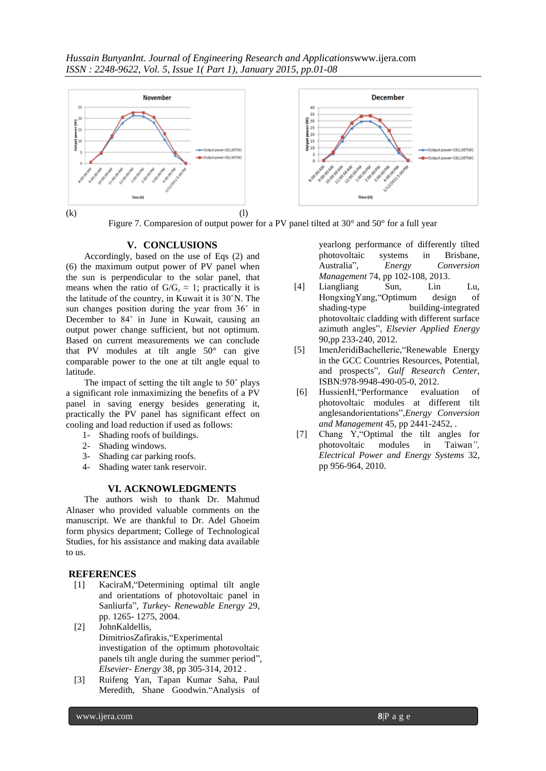November

25
20
15
10
5
0

Output power (W)

8:00:00 AM
9:00:00 AM
10:00:00 AM
11:00:00 AM
12:00:00 PM
1:00:00 PM
2:00:00 PM
3:00:00 PM
4:00:00 PM
1/11/2011 5:00 PM

Time (H)

Output power-CELL30°(W)
Output power-CELL50°(W)

December

40
35
30
25
20
15
10
5
0

Output power (W)

8:00:00 AM
9:00:00 AM
10:00:00 AM
11:00:00 AM
12:00:00 PM
1:00:00 PM
2:00:00 PM
3:00:00 PM
4:00:00 PM
1/12/2011 5:00 PM

Time (H)

Output power-CELL30°(W)
Output power-CELL50°(W)

(k) (l)

Figure 7. Comparesion of output power for a PV panel tilted at 30° and 50° for a full year

## V. CONCLUSIONS

Accordingly, based on the use of Eqs (2) and (6) the maximum output power of PV panel when the sun is perpendicular to the solar panel, that means when the ratio of $G/G_r \approx 1$; practically it is the latitude of the country, in Kuwait it is 30˚N. The sun changes position during the year from 36˚ in December to 84˚ in June in Kuwait, causing an output power change sufficient, but not optimum. Based on current measurements we can conclude that PV modules at tilt angle 50° can give comparable power to the one at tilt angle equal to latitude.

The impact of setting the tilt angle to 50˚ plays a significant role inmaximizing the benefits of a PV panel in saving energy besides generating it, practically the PV panel has significant effect on cooling and load reduction if used as follows:

1- Shading roofs of buildings.
2- Shading windows.
3- Shading car parking roofs.
4- Shading water tank reservoir.

## VI. ACKNOWLEDGMENTS

The authors wish to thank Dr. Mahmud Alnaser who provided valuable comments on the manuscript. We are thankful to Dr. Adel Ghoeim form physics department; College of Technological Studies, for his assistance and making data available to us.

## REFERENCES

[1] KaciraM,"Determining optimal tilt angle and orientations of photovoltaic panel in Sanliurfa", *Turkey- Renewable Energy* 29, pp. 1265- 1275, 2004.

[2] JohnKaldellis, DimitriosZafirakis,"Experimental investigation of the optimum photovoltaic panels tilt angle during the summer period", *Elsevier- Energy* 38, pp 305-314, 2012 .

[3] Ruifeng Yan, Tapan Kumar Saha, Paul Meredith, Shane Goodwin."Analysis of yearlong performance of differently tilted photovoltaic systems in Brisbane, Australia", *Energy Conversion Management* 74, pp 102-108, 2013.

[4] Liangliang Sun, Lin Lu, HongxingYang,"Optimum design of shading-type building-integrated photovoltaic cladding with different surface azimuth angles", *Elsevier Applied Energy* 90,pp 233-240, 2012.

[5] ImenJeridiBachellerie,"Renewable Energy in the GCC Countries Resources, Potential, and prospects", *Gulf Research Center*, ISBN:978-9948-490-05-0, 2012.

[6] HussienH,"Performance evaluation of photovoltaic modules at different tilt anglesandorientations",*Energy Conversion and Management* 45, pp 2441-2452, .

[7] Chang Y,"Optimal the tilt angles for photovoltaic modules in Taiwan*", Electrical Power and Energy Systems* 32, pp 956-964, 2010.